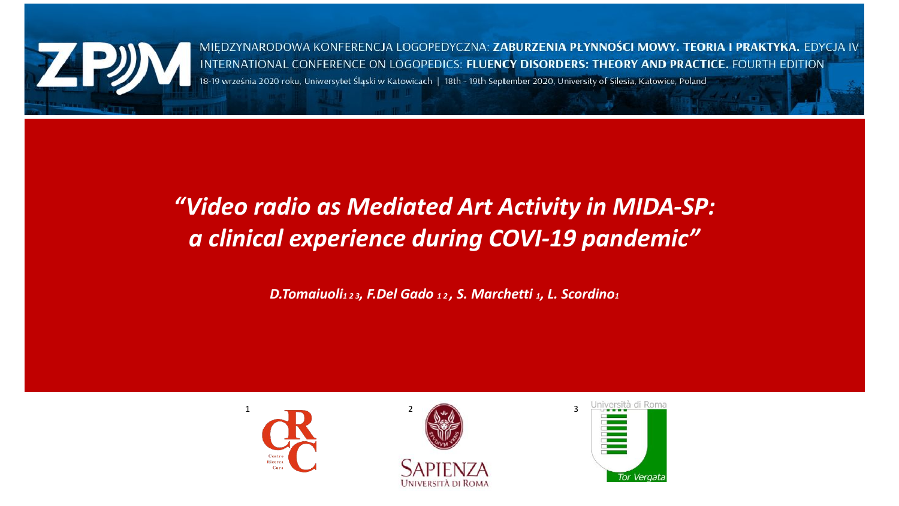MIĘDZYNARODOWA KONFERENCJA LOGOPEDYCZNA: **ZABURZENIA PŁYNNOŚCI MOWY. TEORIA I PRAKTYKA.** EDYCJA IV
INTERNATIONAL CONFERENCE ON LOGOPEDICS: **FLUENCY DISORDERS: THEORY AND PRACTICE.** FOURTH EDITION
18-19 września 2020 roku, Uniwersytet Śląski w Katowicach | 18th - 19th September 2020, University of Silesia, Katowice, Poland

# *"Video radio as Mediated Art Activity in MIDA-SP: a clinical experience during COVI-19 pandemic"*

***D.Tomaiuoli[1,2,3], F.Del Gado [1,2], S. Marchetti [1], L. Scordino[1]***

1 Centro Ricerca Cura

2 Sapienza Università di Roma

3 Università di Roma Tor Vergata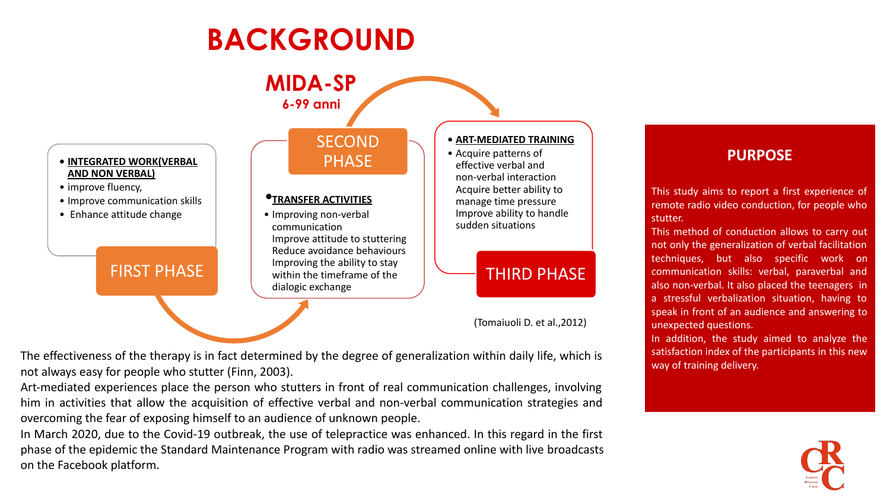# BACKGROUND

## MIDA-SP

**6-99 anni**

### FIRST PHASE

- **INTEGRATED WORK(VERBAL AND NON VERBAL)**
- improve fluency,
- Improve communication skills
- Enhance attitude change

### SECOND PHASE

- **TRANSFER ACTIVITIES**
- Improving non-verbal communication
  Improve attitude to stuttering
  Reduce avoidance behaviours
  Improving the ability to stay within the timeframe of the dialogic exchange

### THIRD PHASE

- **ART-MEDIATED TRAINING**
- Acquire patterns of effective verbal and non-verbal interaction
  Acquire better ability to manage time pressure
  Improve ability to handle sudden situations

(Tomaiuoli D. et al.,2012)

The effectiveness of the therapy is in fact determined by the degree of generalization within daily life, which is not always easy for people who stutter (Finn, 2003).

Art-mediated experiences place the person who stutters in front of real communication challenges, involving him in activities that allow the acquisition of effective verbal and non-verbal communication strategies and overcoming the fear of exposing himself to an audience of unknown people.

In March 2020, due to the Covid-19 outbreak, the use of telepractice was enhanced. In this regard in the first phase of the epidemic the Standard Maintenance Program with radio was streamed online with live broadcasts on the Facebook platform.

## PURPOSE

This study aims to report a first experience of remote radio video conduction, for people who stutter.

This method of conduction allows to carry out not only the generalization of verbal facilitation techniques, but also specific work on communication skills: verbal, paraverbal and also non-verbal. It also placed the teenagers in a stressful verbalization situation, having to speak in front of an audience and answering to unexpected questions.

In addition, the study aimed to analyze the satisfaction index of the participants in this new way of training delivery.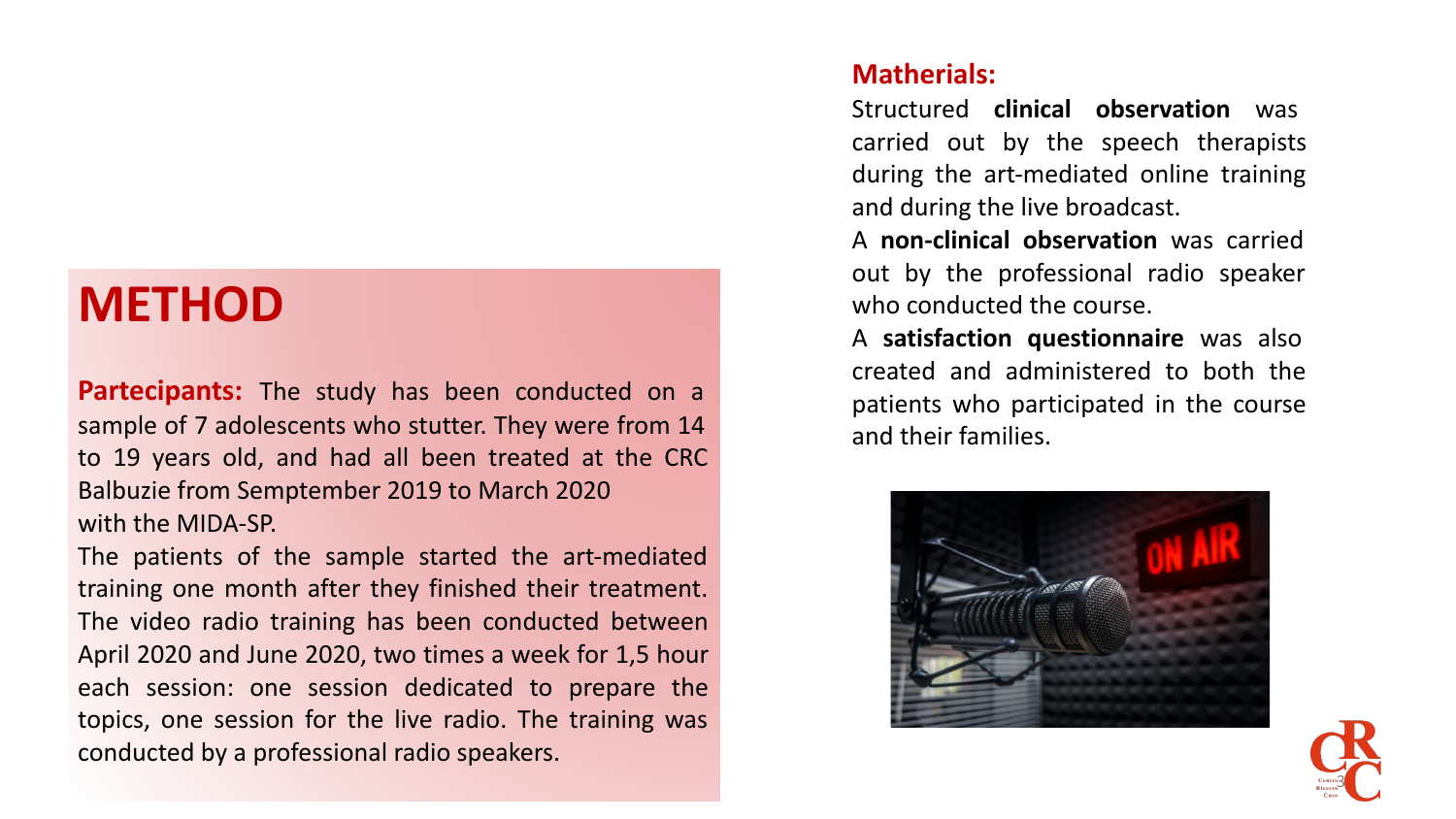# METHOD

**Partecipants:** The study has been conducted on a sample of 7 adolescents who stutter. They were from 14 to 19 years old, and had all been treated at the CRC Balbuzie from Semptember 2019 to March 2020 with the MIDA-SP.

The patients of the sample started the art-mediated training one month after they finished their treatment. The video radio training has been conducted between April 2020 and June 2020, two times a week for 1,5 hour each session: one session dedicated to prepare the topics, one session for the live radio. The training was conducted by a professional radio speakers.

**Matherials:**

Structured **clinical observation** was carried out by the speech therapists during the art-mediated online training and during the live broadcast.

A **non-clinical observation** was carried out by the professional radio speaker who conducted the course.

A **satisfaction questionnaire** was also created and administered to both the patients who participated in the course and their families.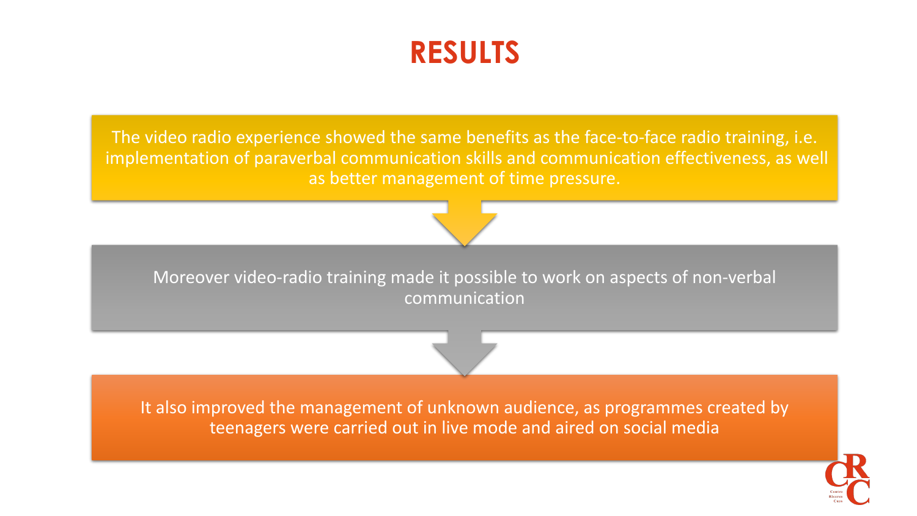# RESULTS

The video radio experience showed the same benefits as the face-to-face radio training, i.e. implementation of paraverbal communication skills and communication effectiveness, as well as better management of time pressure.

Moreover video-radio training made it possible to work on aspects of non-verbal communication

It also improved the management of unknown audience, as programmes created by teenagers were carried out in live mode and aired on social media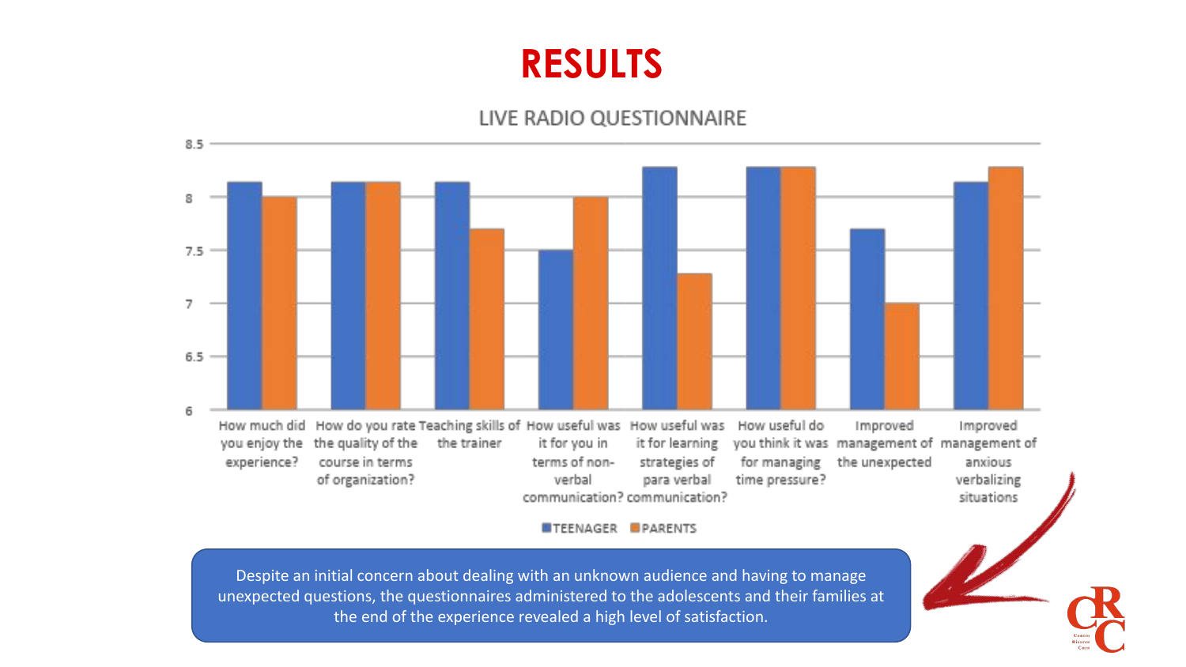# RESULTS

LIVE RADIO QUESTIONNAIRE

| Question | TEENAGER | PARENTS |
|---|---|---|
| How much did you enjoy the experience? | 8.14 | 8 |
| How do you rate the quality of the course in terms of organization? | 8.14 | 8.14 |
| Teaching skills of the trainer | 8.14 | 7.7 |
| How useful was it for you in terms of non-verbal communication? | 7.5 | 8 |
| How useful was it for learning strategies of para verbal communication? | 8.28 | 7.28 |
| How useful do you think it was for managing time pressure? | 8.28 | 8.28 |
| Improved management of the unexpected | 7.7 | 7 |
| Improved management of anxious verbalizing situations | 8.14 | 8.28 |

Despite an initial concern about dealing with an unknown audience and having to manage unexpected questions, the questionnaires administered to the adolescents and their families at the end of the experience revealed a high level of satisfaction.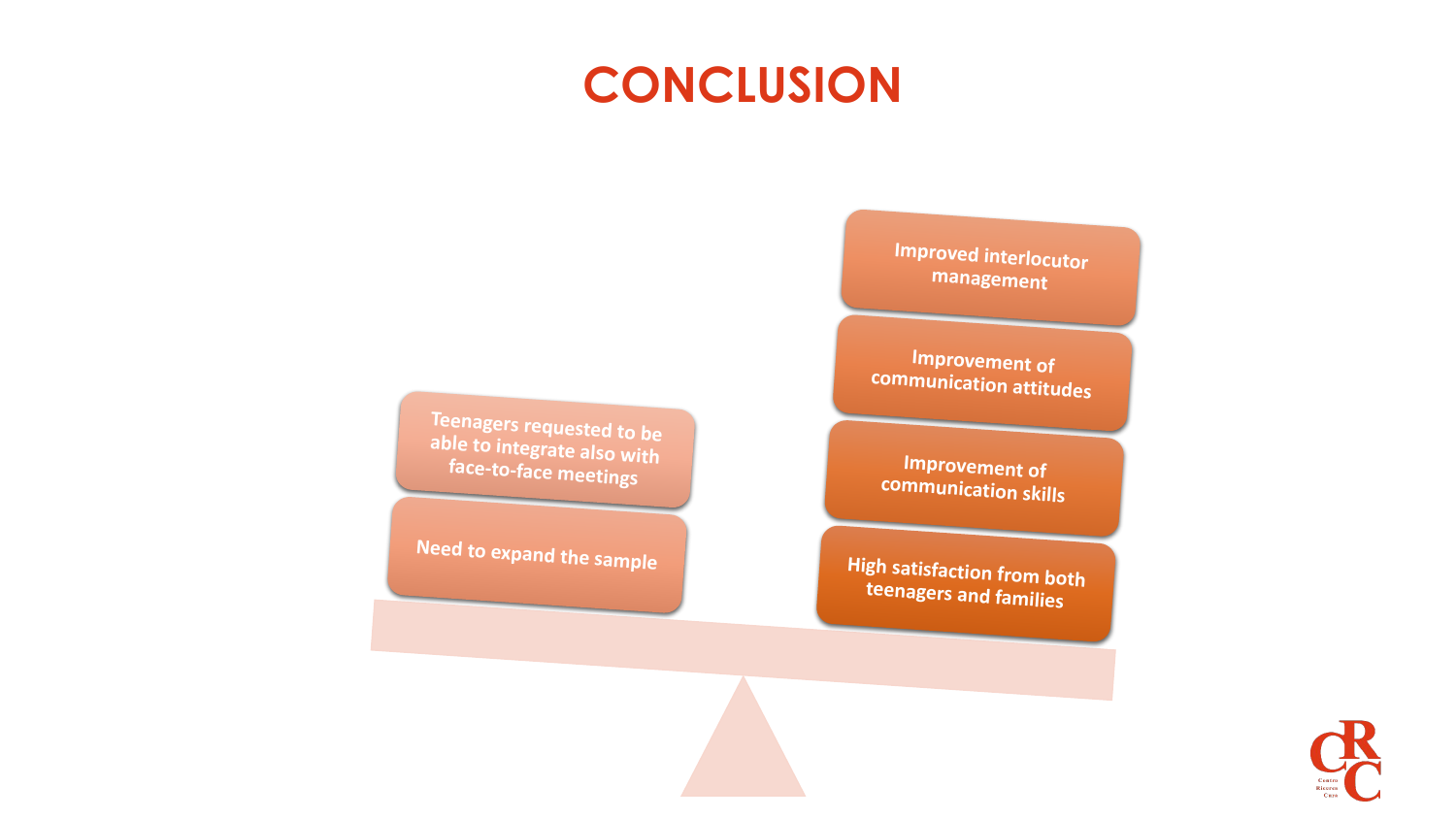# CONCLUSION

- Teenagers requested to be able to integrate also with face-to-face meetings
- Need to expand the sample

- Improved interlocutor management
- Improvement of communication attitudes
- Improvement of communication skills
- High satisfaction from both teenagers and families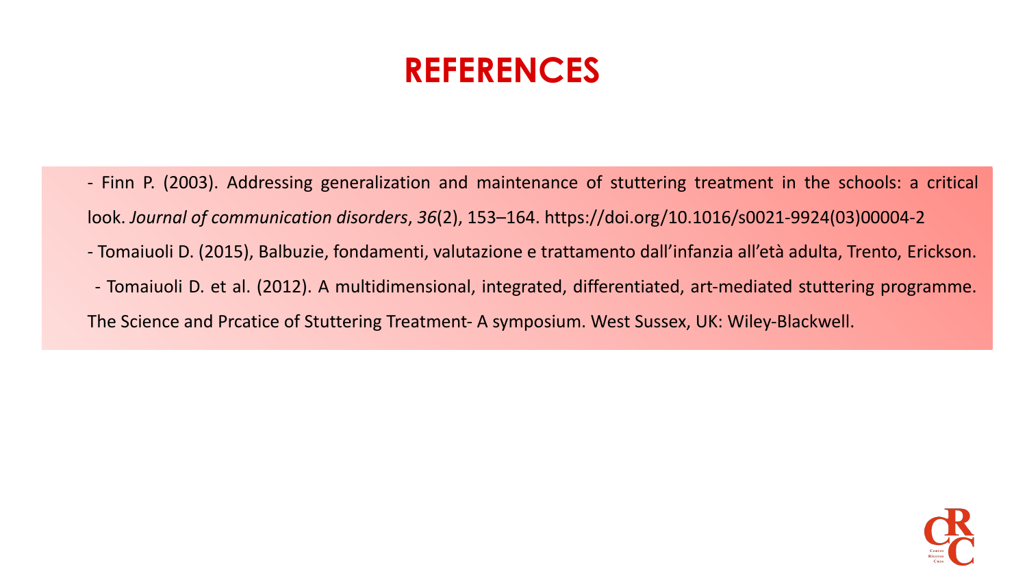# REFERENCES

- Finn P. (2003). Addressing generalization and maintenance of stuttering treatment in the schools: a critical look. *Journal of communication disorders*, *36*(2), 153–164. https://doi.org/10.1016/s0021-9924(03)00004-2
- Tomaiuoli D. (2015), Balbuzie, fondamenti, valutazione e trattamento dall'infanzia all'età adulta, Trento, Erickson.
- Tomaiuoli D. et al. (2012). A multidimensional, integrated, differentiated, art-mediated stuttering programme. The Science and Prcatice of Stuttering Treatment- A symposium. West Sussex, UK: Wiley-Blackwell.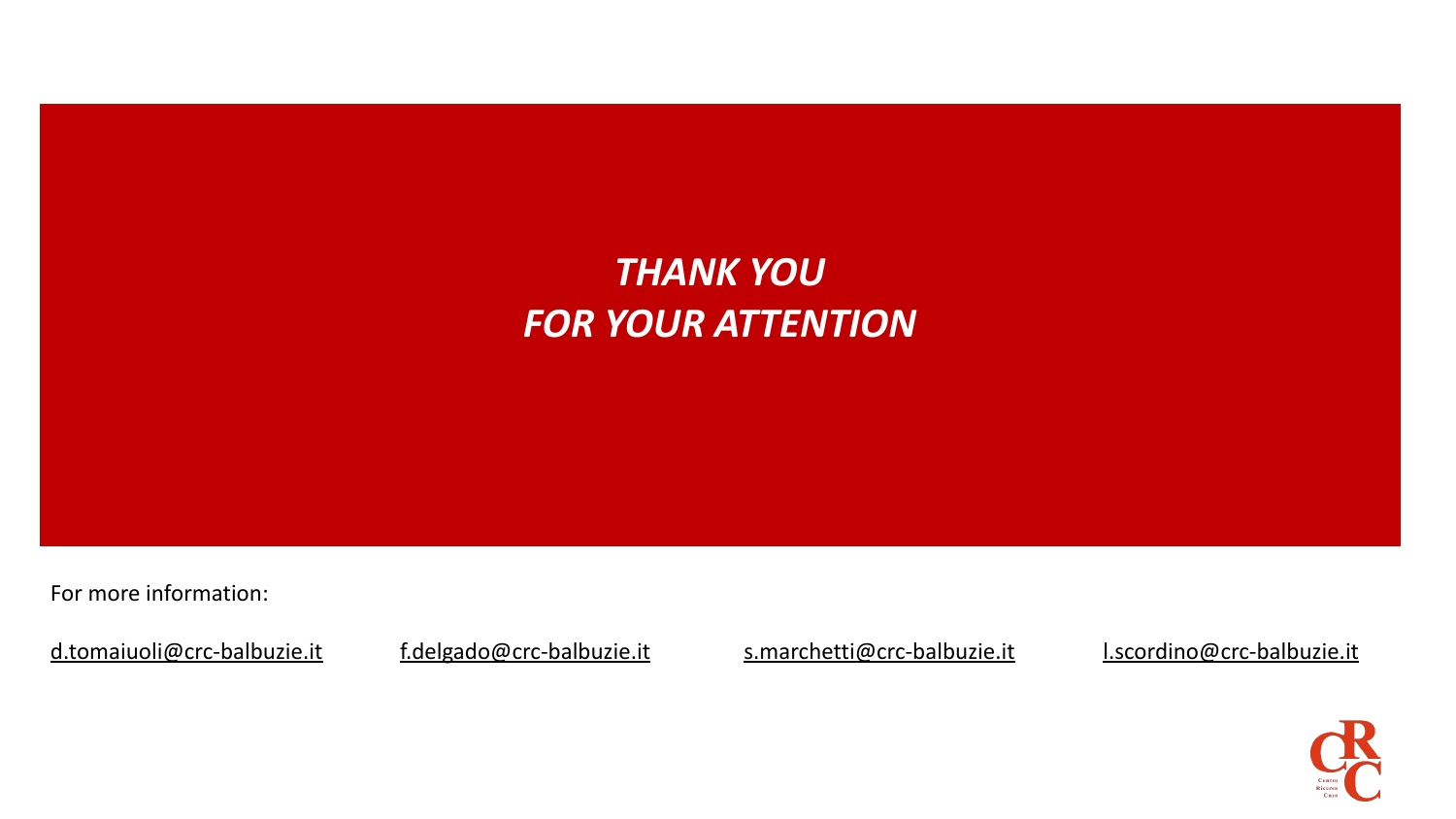***THANK YOU***
***FOR YOUR ATTENTION***

For more information:

d.tomaiuoli@crc-balbuzie.it f.delgado@crc-balbuzie.it s.marchetti@crc-balbuzie.it l.scordino@crc-balbuzie.it